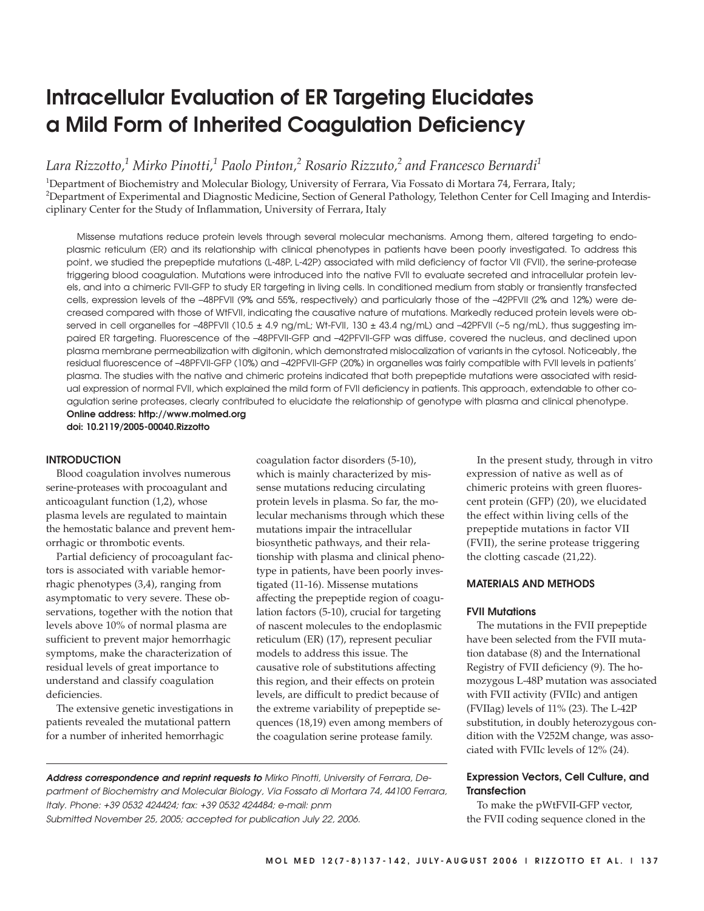# Intracellular Evaluation of ER Targeting Elucidates a Mild Form of Inherited Coagulation Deficiency

*Lara Rizzotto,[1] Mirko Pinotti,[1] Paolo Pinton,[2] Rosario Rizzuto,[2] and Francesco Bernardi[1]*

[1]Department of Biochemistry and Molecular Biology, University of Ferrara, Via Fossato di Mortara 74, Ferrara, Italy;
[2]Department of Experimental and Diagnostic Medicine, Section of General Pathology, Telethon Center for Cell Imaging and Interdisciplinary Center for the Study of Inflammation, University of Ferrara, Italy

Missense mutations reduce protein levels through several molecular mechanisms. Among them, altered targeting to endoplasmic reticulum (ER) and its relationship with clinical phenotypes in patients have been poorly investigated. To address this point, we studied the prepeptide mutations (L-48P, L-42P) associated with mild deficiency of factor VII (FVII), the serine-protease triggering blood coagulation. Mutations were introduced into the native FVII to evaluate secreted and intracellular protein levels, and into a chimeric FVII-GFP to study ER targeting in living cells. In conditioned medium from stably or transiently transfected cells, expression levels of the –48PFVII (9% and 55%, respectively) and particularly those of the –42PFVII (2% and 12%) were decreased compared with those of WtFVII, indicating the causative nature of mutations. Markedly reduced protein levels were observed in cell organelles for –48PFVII (10.5 ± 4.9 ng/mL; Wt-FVII, 130 ± 43.4 ng/mL) and –42PFVII (~5 ng/mL), thus suggesting impaired ER targeting. Fluorescence of the –48PFVII-GFP and –42PFVII-GFP was diffuse, covered the nucleus, and declined upon plasma membrane permeabilization with digitonin, which demonstrated mislocalization of variants in the cytosol. Noticeably, the residual fluorescence of –48PFVII-GFP (10%) and –42PFVII-GFP (20%) in organelles was fairly compatible with FVII levels in patients' plasma. The studies with the native and chimeric proteins indicated that both prepeptide mutations were associated with residual expression of normal FVII, which explained the mild form of FVII deficiency in patients. This approach, extendable to other coagulation serine proteases, clearly contributed to elucidate the relationship of genotype with plasma and clinical phenotype.

**Online address: http://www.molmed.org**
**doi: 10.2119/2005-00040.Rizzotto**

## INTRODUCTION

Blood coagulation involves numerous serine-proteases with procoagulant and anticoagulant function (1,2), whose plasma levels are regulated to maintain the hemostatic balance and prevent hemorrhagic or thrombotic events.

Partial deficiency of procoagulant factors is associated with variable hemorrhagic phenotypes (3,4), ranging from asymptomatic to very severe. These observations, together with the notion that levels above 10% of normal plasma are sufficient to prevent major hemorrhagic symptoms, make the characterization of residual levels of great importance to understand and classify coagulation deficiencies.

The extensive genetic investigations in patients revealed the mutational pattern for a number of inherited hemorrhagic coagulation factor disorders (5-10), which is mainly characterized by missense mutations reducing circulating protein levels in plasma. So far, the molecular mechanisms through which these mutations impair the intracellular biosynthetic pathways, and their relationship with plasma and clinical phenotype in patients, have been poorly investigated (11-16). Missense mutations affecting the prepeptide region of coagulation factors (5-10), crucial for targeting of nascent molecules to the endoplasmic reticulum (ER) (17), represent peculiar models to address this issue. The causative role of substitutions affecting this region, and their effects on protein levels, are difficult to predict because of the extreme variability of prepeptide sequences (18,19) even among members of the coagulation serine protease family.

In the present study, through in vitro expression of native as well as of chimeric proteins with green fluorescent protein (GFP) (20), we elucidated the effect within living cells of the prepeptide mutations in factor VII (FVII), the serine protease triggering the clotting cascade (21,22).

## MATERIALS AND METHODS

### FVII Mutations

The mutations in the FVII prepeptide have been selected from the FVII mutation database (8) and the International Registry of FVII deficiency (9). The homozygous L-48P mutation was associated with FVII activity (FVIIc) and antigen (FVIIag) levels of 11% (23). The L-42P substitution, in doubly heterozygous condition with the V252M change, was associated with FVIIc levels of 12% (24).

### Expression Vectors, Cell Culture, and Transfection

To make the pWtFVII-GFP vector, the FVII coding sequence cloned in the

***Address correspondence and reprint requests to*** *Mirko Pinotti, University of Ferrara, Department of Biochemistry and Molecular Biology, Via Fossato di Mortara 74, 44100 Ferrara, Italy. Phone: +39 0532 424424; fax: +39 0532 424484; e-mail: pnm*
*Submitted November 25, 2005; accepted for publication July 22, 2006.*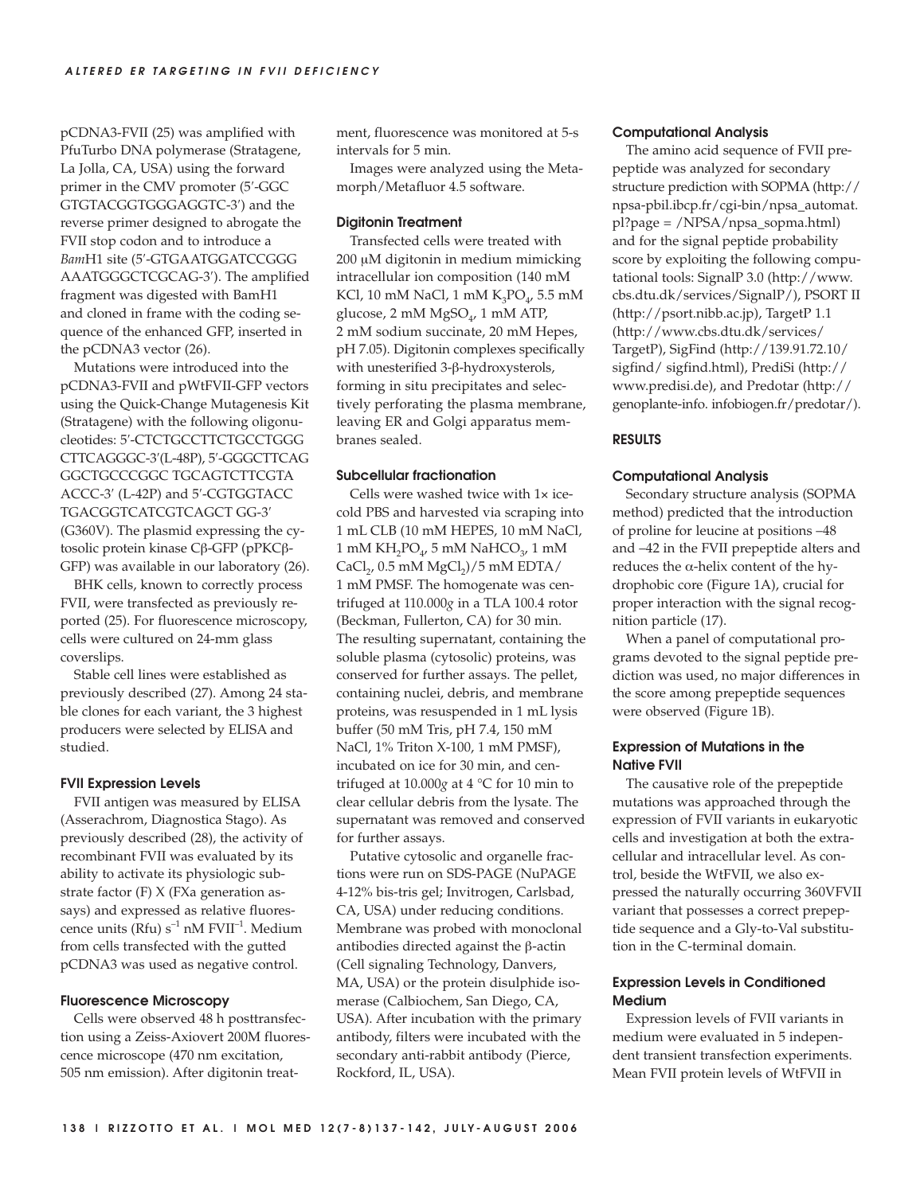pCDNA3-FVII (25) was amplified with PfuTurbo DNA polymerase (Stratagene, La Jolla, CA, USA) using the forward primer in the CMV promoter (5′-GGC GTGTACGGTGGGAGGTC-3′) and the reverse primer designed to abrogate the FVII stop codon and to introduce a *Bam*H1 site (5′-GTGAATGGATCCGGG AAATGGGCTCGCAG-3′). The amplified fragment was digested with BamH1 and cloned in frame with the coding sequence of the enhanced GFP, inserted in the pCDNA3 vector (26).

Mutations were introduced into the pCDNA3-FVII and pWtFVII-GFP vectors using the Quick-Change Mutagenesis Kit (Stratagene) with the following oligonucleotides: 5′-CTCTGCCTTCTGCCTGGG CTTCAGGGC-3′(L-48P), 5′-GGGCTTCAG GGCTGCCCGGC TGCAGTCTTCGTA ACCC-3′ (L-42P) and 5′-CGTGGTACC TGACGGTCATCGTCAGCT GG-3′ (G360V). The plasmid expressing the cytosolic protein kinase Cβ-GFP (pPKCβ-GFP) was available in our laboratory (26).

BHK cells, known to correctly process FVII, were transfected as previously reported (25). For fluorescence microscopy, cells were cultured on 24-mm glass coverslips.

Stable cell lines were established as previously described (27). Among 24 stable clones for each variant, the 3 highest producers were selected by ELISA and studied.

### FVII Expression Levels

FVII antigen was measured by ELISA (Asserachrom, Diagnostica Stago). As previously described (28), the activity of recombinant FVII was evaluated by its ability to activate its physiologic substrate factor (F) X (FXa generation assays) and expressed as relative fluorescence units (Rfu) $s^{-1}$ nM $FVII^{-1}$. Medium from cells transfected with the gutted pCDNA3 was used as negative control.

### Fluorescence Microscopy

Cells were observed 48 h posttransfection using a Zeiss-Axiovert 200M fluorescence microscope (470 nm excitation, 505 nm emission). After digitonin treatment, fluorescence was monitored at 5-s intervals for 5 min.

Images were analyzed using the Metamorph/Metafluor 4.5 software.

### Digitonin Treatment

Transfected cells were treated with 200 μM digitonin in medium mimicking intracellular ion composition (140 mM KCl, 10 mM NaCl, 1 mM $K_3PO_4$, 5.5 mM glucose, 2 mM $MgSO_4$, 1 mM ATP, 2 mM sodium succinate, 20 mM Hepes, pH 7.05). Digitonin complexes specifically with unesterified 3-β-hydroxysterols, forming in situ precipitates and selectively perforating the plasma membrane, leaving ER and Golgi apparatus membranes sealed.

### Subcellular fractionation

Cells were washed twice with 1× ice-cold PBS and harvested via scraping into 1 mL CLB (10 mM HEPES, 10 mM NaCl, 1 mM $KH_2PO_4$, 5 mM $NaHCO_3$, 1 mM $CaCl_2$, 0.5 mM $MgCl_2$)/5 mM EDTA/ 1 mM PMSF. The homogenate was centrifuged at 110.000*g* in a TLA 100.4 rotor (Beckman, Fullerton, CA) for 30 min. The resulting supernatant, containing the soluble plasma (cytosolic) proteins, was conserved for further assays. The pellet, containing nuclei, debris, and membrane proteins, was resuspended in 1 mL lysis buffer (50 mM Tris, pH 7.4, 150 mM NaCl, 1% Triton X-100, 1 mM PMSF), incubated on ice for 30 min, and centrifuged at 10.000*g* at 4 °C for 10 min to clear cellular debris from the lysate. The supernatant was removed and conserved for further assays.

Putative cytosolic and organelle fractions were run on SDS-PAGE (NuPAGE 4-12% bis-tris gel; Invitrogen, Carlsbad, CA, USA) under reducing conditions. Membrane was probed with monoclonal antibodies directed against the β-actin (Cell signaling Technology, Danvers, MA, USA) or the protein disulphide isomerase (Calbiochem, San Diego, CA, USA). After incubation with the primary antibody, filters were incubated with the secondary anti-rabbit antibody (Pierce, Rockford, IL, USA).

### Computational Analysis

The amino acid sequence of FVII prepeptide was analyzed for secondary structure prediction with SOPMA (http://npsa-pbil.ibcp.fr/cgi-bin/npsa_automat.pl?page = /NPSA/npsa_sopma.html) and for the signal peptide probability score by exploiting the following computational tools: SignalP 3.0 (http://www.cbs.dtu.dk/services/SignalP/), PSORT II (http://psort.nibb.ac.jp), TargetP 1.1 (http://www.cbs.dtu.dk/services/TargetP), SigFind (http://139.91.72.10/sigfind/ sigfind.html), PrediSi (http://www.predisi.de), and Predotar (http://genoplante-info. infobiogen.fr/predotar/).

## RESULTS

### Computational Analysis

Secondary structure analysis (SOPMA method) predicted that the introduction of proline for leucine at positions –48 and –42 in the FVII prepeptide alters and reduces the α-helix content of the hydrophobic core (Figure 1A), crucial for proper interaction with the signal recognition particle (17).

When a panel of computational programs devoted to the signal peptide prediction was used, no major differences in the score among prepeptide sequences were observed (Figure 1B).

### Expression of Mutations in the Native FVII

The causative role of the prepeptide mutations was approached through the expression of FVII variants in eukaryotic cells and investigation at both the extracellular and intracellular level. As control, beside the WtFVII, we also expressed the naturally occurring 360VFVII variant that possesses a correct prepeptide sequence and a Gly-to-Val substitution in the C-terminal domain.

### Expression Levels in Conditioned Medium

Expression levels of FVII variants in medium were evaluated in 5 independent transient transfection experiments. Mean FVII protein levels of WtFVII in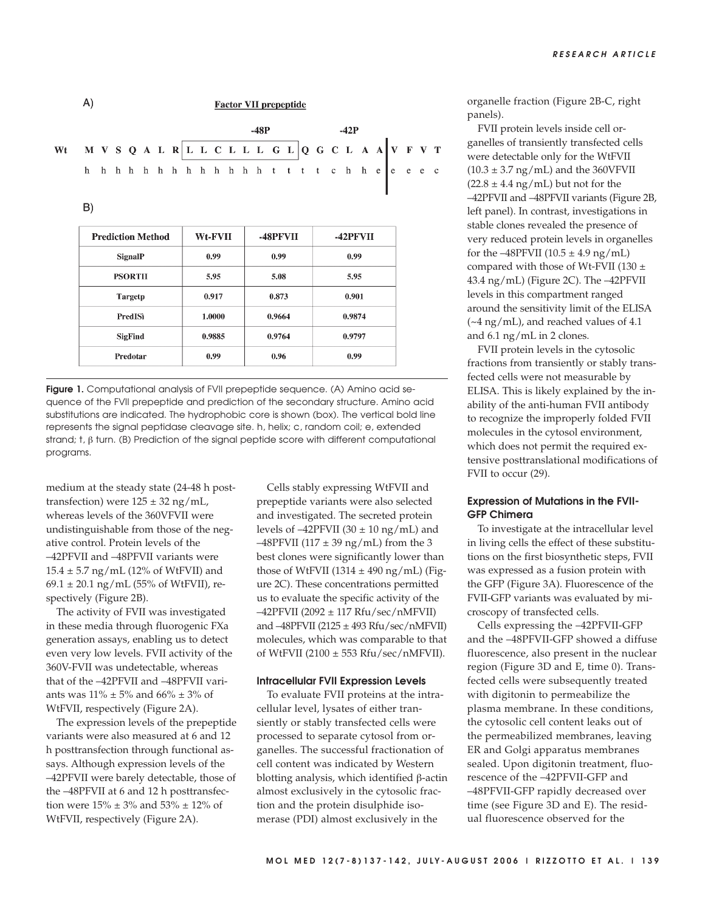A)

**Factor VII prepeptide**

| | | | | | | | | | | | | | | | | | | | | | | |
|---|---|---|---|---|---|---|---|---|---|---|---|---|---|---|---|---|---|---|---|---|---|---|
| | | | | | | | | | | | | -48P | | | | | -42P | | | | | |
| Wt | M | V | S | Q | A | L | R | L | L | C | L | L | L | G | L | Q | G | C | L | A | A | V | F | V | T |
| | h | h | h | h | h | h | h | h | h | h | h | h | h | t | t | t | t | c | h | h | e | e | e | e | c |

B)

| Prediction Method | Wt-FVII | -48PFVII | -42PFVII |
|---|---|---|---|
| SignalP | 0.99 | 0.99 | 0.99 |
| PSORTII | 5.95 | 5.08 | 5.95 |
| Targetp | 0.917 | 0.873 | 0.901 |
| PredISi | 1.0000 | 0.9664 | 0.9874 |
| SigFind | 0.9885 | 0.9764 | 0.9797 |
| Predotar | 0.99 | 0.96 | 0.99 |

**Figure 1.** Computational analysis of FVII prepeptide sequence. (A) Amino acid sequence of the FVII prepeptide and prediction of the secondary structure. Amino acid substitutions are indicated. The hydrophobic core is shown (box). The vertical bold line represents the signal peptidase cleavage site. h, helix; c, random coil; e, extended strand; t, β turn. (B) Prediction of the signal peptide score with different computational programs.

medium at the steady state (24-48 h posttransfection) were 125 ± 32 ng/mL, whereas levels of the 360VFVII were undistinguishable from those of the negative control. Protein levels of the –42PFVII and –48PFVII variants were 15.4 ± 5.7 ng/mL (12% of WtFVII) and 69.1 ± 20.1 ng/mL (55% of WtFVII), respectively (Figure 2B).

The activity of FVII was investigated in these media through fluorogenic FXa generation assays, enabling us to detect even very low levels. FVII activity of the 360V-FVII was undetectable, whereas that of the –42PFVII and –48PFVII variants was 11% ± 5% and 66% ± 3% of WtFVII, respectively (Figure 2A).

The expression levels of the prepeptide variants were also measured at 6 and 12 h posttransfection through functional assays. Although expression levels of the –42PFVII were barely detectable, those of the –48PFVII at 6 and 12 h posttransfection were 15% ± 3% and 53% ± 12% of WtFVII, respectively (Figure 2A).

Cells stably expressing WtFVII and prepeptide variants were also selected and investigated. The secreted protein levels of –42PFVII (30 ± 10 ng/mL) and –48PFVII (117 ± 39 ng/mL) from the 3 best clones were significantly lower than those of WtFVII (1314 ± 490 ng/mL) (Figure 2C). These concentrations permitted us to evaluate the specific activity of the –42PFVII (2092 ± 117 Rfu/sec/nMFVII) and –48PFVII (2125 ± 493 Rfu/sec/nMFVII) molecules, which was comparable to that of WtFVII (2100 ± 553 Rfu/sec/nMFVII).

### Intracellular FVII Expression Levels

To evaluate FVII proteins at the intracellular level, lysates of either transiently or stably transfected cells were processed to separate cytosol from organelles. The successful fractionation of cell content was indicated by Western blotting analysis, which identified β-actin almost exclusively in the cytosolic fraction and the protein disulphide isomerase (PDI) almost exclusively in the organelle fraction (Figure 2B-C, right panels).

FVII protein levels inside cell organelles of transiently transfected cells were detectable only for the WtFVII (10.3 ± 3.7 ng/mL) and the 360VFVII (22.8 ± 4.4 ng/mL) but not for the –42PFVII and –48PFVII variants (Figure 2B, left panel). In contrast, investigations in stable clones revealed the presence of very reduced protein levels in organelles for the –48PFVII (10.5 ± 4.9 ng/mL) compared with those of Wt-FVII (130 ± 43.4 ng/mL) (Figure 2C). The –42PFVII levels in this compartment ranged around the sensitivity limit of the ELISA (~4 ng/mL), and reached values of 4.1 and 6.1 ng/mL in 2 clones.

FVII protein levels in the cytosolic fractions from transiently or stably transfected cells were not measurable by ELISA. This is likely explained by the inability of the anti-human FVII antibody to recognize the improperly folded FVII molecules in the cytosol environment, which does not permit the required extensive posttranslational modifications of FVII to occur (29).

### Expression of Mutations in the FVII-GFP Chimera

To investigate at the intracellular level in living cells the effect of these substitutions on the first biosynthetic steps, FVII was expressed as a fusion protein with the GFP (Figure 3A). Fluorescence of the FVII-GFP variants was evaluated by microscopy of transfected cells.

Cells expressing the –42PFVII-GFP and the –48PFVII-GFP showed a diffuse fluorescence, also present in the nuclear region (Figure 3D and E, time 0). Transfected cells were subsequently treated with digitonin to permeabilize the plasma membrane. In these conditions, the cytosolic cell content leaks out of the permeabilized membranes, leaving ER and Golgi apparatus membranes sealed. Upon digitonin treatment, fluorescence of the –42PFVII-GFP and –48PFVII-GFP rapidly decreased over time (see Figure 3D and E). The residual fluorescence observed for the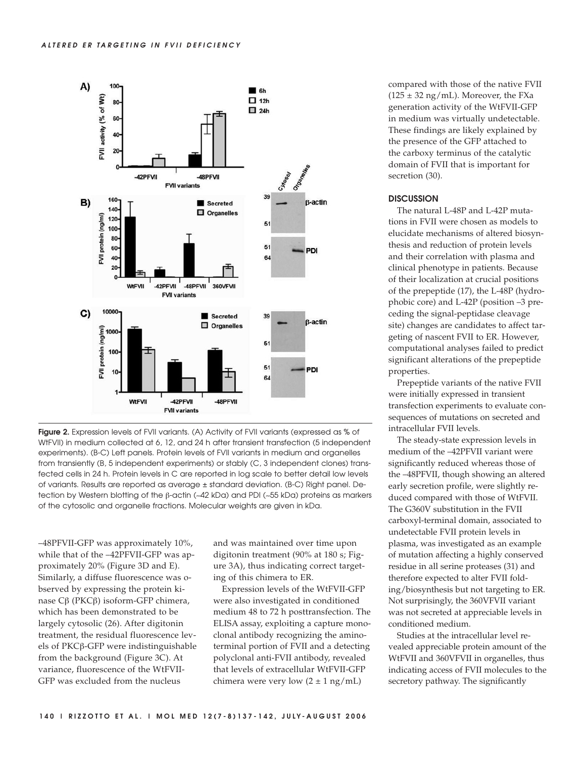Figure 2. Expression levels of FVII variants. (A) Activity of FVII variants (expressed as % of WtFVII) in medium collected at 6, 12, and 24 h after transient transfection (5 independent experiments). (B-C) Left panels. Protein levels of FVII variants in medium and organelles from transiently (B, 5 independent experiments) or stably (C, 3 independent clones) transfected cells in 24 h. Protein levels in C are reported in log scale to better detail low levels of variants. Results are reported as average ± standard deviation. (B-C) Right panel. Detection by Western blotting of the β-actin (~42 kDa) and PDI (~55 kDa) proteins as markers of the cytosolic and organelle fractions. Molecular weights are given in kDa.

–48PFVII-GFP was approximately 10%, while that of the –42PFVII-GFP was approximately 20% (Figure 3D and E). Similarly, a diffuse fluorescence was observed by expressing the protein kinase Cβ (PKCβ) isoform-GFP chimera, which has been demonstrated to be largely cytosolic (26). After digitonin treatment, the residual fluorescence levels of PKCβ-GFP were indistinguishable from the background (Figure 3C). At variance, fluorescence of the WtFVII-GFP was excluded from the nucleus and was maintained over time upon digitonin treatment (90% at 180 s; Figure 3A), thus indicating correct targeting of this chimera to ER.

Expression levels of the WtFVII-GFP were also investigated in conditioned medium 48 to 72 h posttransfection. The ELISA assay, exploiting a capture monoclonal antibody recognizing the aminoterminal portion of FVII and a detecting polyclonal anti-FVII antibody, revealed that levels of extracellular WtFVII-GFP chimera were very low (2 ± 1 ng/mL) compared with those of the native FVII (125 ± 32 ng/mL). Moreover, the FXa generation activity of the WtFVII-GFP in medium was virtually undetectable. These findings are likely explained by the presence of the GFP attached to the carboxy terminus of the catalytic domain of FVII that is important for secretion (30).

## DISCUSSION

The natural L-48P and L-42P mutations in FVII were chosen as models to elucidate mechanisms of altered biosynthesis and reduction of protein levels and their correlation with plasma and clinical phenotype in patients. Because of their localization at crucial positions of the prepeptide (17), the L-48P (hydrophobic core) and L-42P (position –3 preceding the signal-peptidase cleavage site) changes are candidates to affect targeting of nascent FVII to ER. However, computational analyses failed to predict significant alterations of the prepeptide properties.

Prepeptide variants of the native FVII were initially expressed in transient transfection experiments to evaluate consequences of mutations on secreted and intracellular FVII levels.

The steady-state expression levels in medium of the –42PFVII variant were significantly reduced whereas those of the –48PFVII, though showing an altered early secretion profile, were slightly reduced compared with those of WtFVII. The G360V substitution in the FVII carboxyl-terminal domain, associated to undetectable FVII protein levels in plasma, was investigated as an example of mutation affecting a highly conserved residue in all serine proteases (31) and therefore expected to alter FVII folding/biosynthesis but not targeting to ER. Not surprisingly, the 360VFVII variant was not secreted at appreciable levels in conditioned medium.

Studies at the intracellular level revealed appreciable protein amount of the WtFVII and 360VFVII in organelles, thus indicating access of FVII molecules to the secretory pathway. The significantly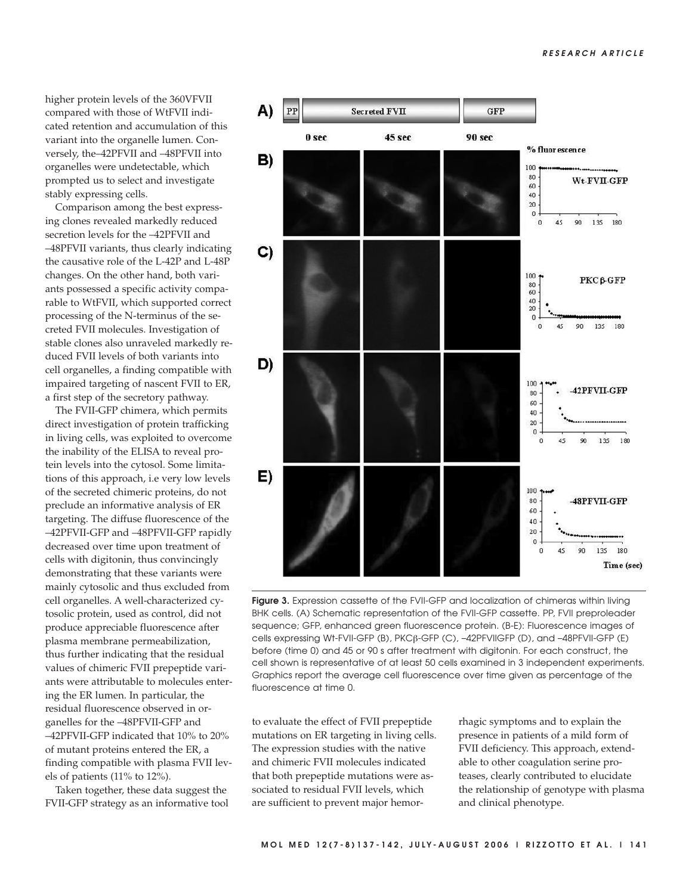higher protein levels of the 360VFVII compared with those of WtFVII indicated retention and accumulation of this variant into the organelle lumen. Conversely, the–42PFVII and –48PFVII into organelles were undetectable, which prompted us to select and investigate stably expressing cells.

Comparison among the best expressing clones revealed markedly reduced secretion levels for the –42PFVII and –48PFVII variants, thus clearly indicating the causative role of the L-42P and L-48P changes. On the other hand, both variants possessed a specific activity comparable to WtFVII, which supported correct processing of the N-terminus of the secreted FVII molecules. Investigation of stable clones also unraveled markedly reduced FVII levels of both variants into cell organelles, a finding compatible with impaired targeting of nascent FVII to ER, a first step of the secretory pathway.

The FVII-GFP chimera, which permits direct investigation of protein trafficking in living cells, was exploited to overcome the inability of the ELISA to reveal protein levels into the cytosol. Some limitations of this approach, i.e very low levels of the secreted chimeric proteins, do not preclude an informative analysis of ER targeting. The diffuse fluorescence of the –42PFVII-GFP and –48PFVII-GFP rapidly decreased over time upon treatment of cells with digitonin, thus convincingly demonstrating that these variants were mainly cytosolic and thus excluded from cell organelles. A well-characterized cytosolic protein, used as control, did not produce appreciable fluorescence after plasma membrane permeabilization, thus further indicating that the residual values of chimeric FVII prepeptide variants were attributable to molecules entering the ER lumen. In particular, the residual fluorescence observed in organelles for the –48PFVII-GFP and –42PFVII-GFP indicated that 10% to 20% of mutant proteins entered the ER, a finding compatible with plasma FVII levels of patients (11% to 12%).

Taken together, these data suggest the FVII-GFP strategy as an informative tool to evaluate the effect of FVII prepeptide mutations on ER targeting in living cells. The expression studies with the native and chimeric FVII molecules indicated that both prepeptide mutations were associated to residual FVII levels, which are sufficient to prevent major hemorrhagic symptoms and to explain the presence in patients of a mild form of FVII deficiency. This approach, extendable to other coagulation serine proteases, clearly contributed to elucidate the relationship of genotype with plasma and clinical phenotype.

**Figure 3.** Expression cassette of the FVII-GFP and localization of chimeras within living BHK cells. (A) Schematic representation of the FVII-GFP cassette. PP, FVII preproleader sequence; GFP, enhanced green fluorescence protein. (B-E): Fluorescence images of cells expressing Wt-FVII-GFP (B), PKCβ-GFP (C), –42PFVIIGFP (D), and –48PFVII-GFP (E) before (time 0) and 45 or 90 s after treatment with digitonin. For each construct, the cell shown is representative of at least 50 cells examined in 3 independent experiments. Graphics report the average cell fluorescence over time given as percentage of the fluorescence at time 0.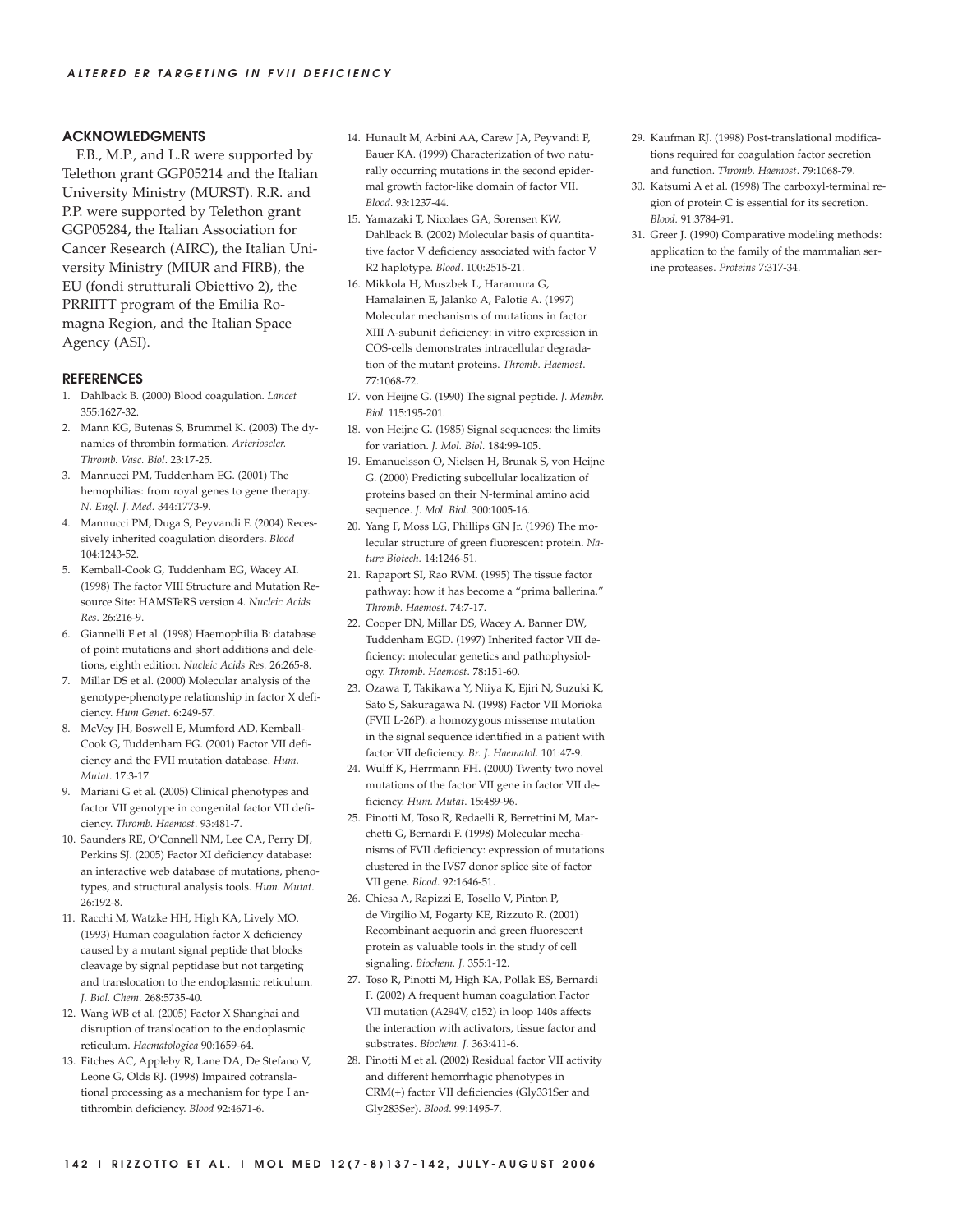## ACKNOWLEDGMENTS

F.B., M.P., and L.R were supported by Telethon grant GGP05214 and the Italian University Ministry (MURST). R.R. and P.P. were supported by Telethon grant GGP05284, the Italian Association for Cancer Research (AIRC), the Italian University Ministry (MIUR and FIRB), the EU (fondi strutturali Obiettivo 2), the PRRIITT program of the Emilia Romagna Region, and the Italian Space Agency (ASI).

## REFERENCES

1. Dahlback B. (2000) Blood coagulation. *Lancet* 355:1627-32.
2. Mann KG, Butenas S, Brummel K. (2003) The dynamics of thrombin formation. *Arterioscler. Thromb. Vasc. Biol*. 23:17-25.
3. Mannucci PM, Tuddenham EG. (2001) The hemophilias: from royal genes to gene therapy. *N. Engl. J. Med*. 344:1773-9.
4. Mannucci PM, Duga S, Peyvandi F. (2004) Recessively inherited coagulation disorders. *Blood* 104:1243-52.
5. Kemball-Cook G, Tuddenham EG, Wacey AI. (1998) The factor VIII Structure and Mutation Resource Site: HAMSTeRS version 4. *Nucleic Acids Res*. 26:216-9.
6. Giannelli F et al. (1998) Haemophilia B: database of point mutations and short additions and deletions, eighth edition. *Nucleic Acids Res.* 26:265-8.
7. Millar DS et al. (2000) Molecular analysis of the genotype-phenotype relationship in factor X deficiency. *Hum Genet*. 6:249-57.
8. McVey JH, Boswell E, Mumford AD, Kemball-Cook G, Tuddenham EG. (2001) Factor VII deficiency and the FVII mutation database. *Hum. Mutat*. 17:3-17.
9. Mariani G et al. (2005) Clinical phenotypes and factor VII genotype in congenital factor VII deficiency. *Thromb. Haemost*. 93:481-7.
10. Saunders RE, O'Connell NM, Lee CA, Perry DJ, Perkins SJ. (2005) Factor XI deficiency database: an interactive web database of mutations, phenotypes, and structural analysis tools. *Hum. Mutat*. 26:192-8.
11. Racchi M, Watzke HH, High KA, Lively MO. (1993) Human coagulation factor X deficiency caused by a mutant signal peptide that blocks cleavage by signal peptidase but not targeting and translocation to the endoplasmic reticulum. *J. Biol. Chem*. 268:5735-40.
12. Wang WB et al. (2005) Factor X Shanghai and disruption of translocation to the endoplasmic reticulum. *Haematologica* 90:1659-64.
13. Fitches AC, Appleby R, Lane DA, De Stefano V, Leone G, Olds RJ. (1998) Impaired cotranslational processing as a mechanism for type I antithrombin deficiency. *Blood* 92:4671-6.
14. Hunault M, Arbini AA, Carew JA, Peyvandi F, Bauer KA. (1999) Characterization of two naturally occurring mutations in the second epidermal growth factor-like domain of factor VII. *Blood*. 93:1237-44.
15. Yamazaki T, Nicolaes GA, Sorensen KW, Dahlback B. (2002) Molecular basis of quantitative factor V deficiency associated with factor V R2 haplotype. *Blood*. 100:2515-21.
16. Mikkola H, Muszbek L, Haramura G, Hamalainen E, Jalanko A, Palotie A. (1997) Molecular mechanisms of mutations in factor XIII A-subunit deficiency: in vitro expression in COS-cells demonstrates intracellular degradation of the mutant proteins. *Thromb. Haemost*. 77:1068-72.
17. von Heijne G. (1990) The signal peptide. *J. Membr. Biol*. 115:195-201.
18. von Heijne G. (1985) Signal sequences: the limits for variation. *J. Mol. Biol*. 184:99-105.
19. Emanuelsson O, Nielsen H, Brunak S, von Heijne G. (2000) Predicting subcellular localization of proteins based on their N-terminal amino acid sequence. *J. Mol. Biol*. 300:1005-16.
20. Yang F, Moss LG, Phillips GN Jr. (1996) The molecular structure of green fluorescent protein. *Nature Biotech.* 14:1246-51.
21. Rapaport SI, Rao RVM. (1995) The tissue factor pathway: how it has become a "prima ballerina." *Thromb. Haemost*. 74:7-17.
22. Cooper DN, Millar DS, Wacey A, Banner DW, Tuddenham EGD. (1997) Inherited factor VII deficiency: molecular genetics and pathophysiology. *Thromb. Haemost*. 78:151-60.
23. Ozawa T, Takikawa Y, Niiya K, Ejiri N, Suzuki K, Sato S, Sakuragawa N. (1998) Factor VII Morioka (FVII L-26P): a homozygous missense mutation in the signal sequence identified in a patient with factor VII deficiency. *Br. J. Haematol*. 101:47-9.
24. Wulff K, Herrmann FH. (2000) Twenty two novel mutations of the factor VII gene in factor VII deficiency. *Hum. Mutat*. 15:489-96.
25. Pinotti M, Toso R, Redaelli R, Berrettini M, Marchetti G, Bernardi F. (1998) Molecular mechanisms of FVII deficiency: expression of mutations clustered in the IVS7 donor splice site of factor VII gene. *Blood*. 92:1646-51.
26. Chiesa A, Rapizzi E, Tosello V, Pinton P, de Virgilio M, Fogarty KE, Rizzuto R. (2001) Recombinant aequorin and green fluorescent protein as valuable tools in the study of cell signaling. *Biochem. J*. 355:1-12.
27. Toso R, Pinotti M, High KA, Pollak ES, Bernardi F. (2002) A frequent human coagulation Factor VII mutation (A294V, c152) in loop 140s affects the interaction with activators, tissue factor and substrates. *Biochem. J*. 363:411-6.
28. Pinotti M et al. (2002) Residual factor VII activity and different hemorrhagic phenotypes in CRM(+) factor VII deficiencies (Gly331Ser and Gly283Ser). *Blood*. 99:1495-7.
29. Kaufman RJ. (1998) Post-translational modifications required for coagulation factor secretion and function. *Thromb. Haemost*. 79:1068-79.
30. Katsumi A et al. (1998) The carboxyl-terminal region of protein C is essential for its secretion. *Blood*. 91:3784-91.
31. Greer J. (1990) Comparative modeling methods: application to the family of the mammalian serine proteases. *Proteins* 7:317-34.